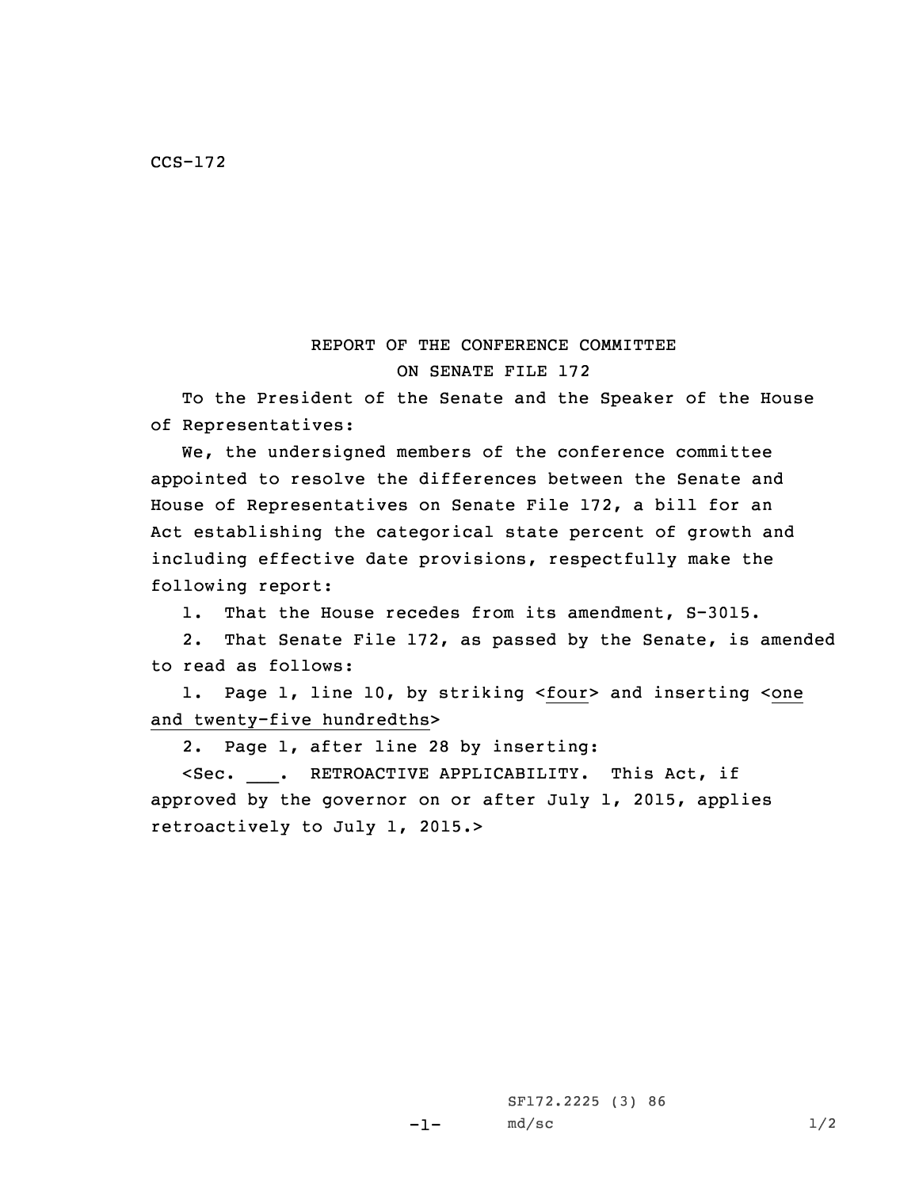CCS-172

REPORT OF THE CONFERENCE COMMITTEE
ON SENATE FILE 172

To the President of the Senate and the Speaker of the House of Representatives:

We, the undersigned members of the conference committee appointed to resolve the differences between the Senate and House of Representatives on Senate File 172, a bill for an Act establishing the categorical state percent of growth and including effective date provisions, respectfully make the following report:

1. That the House recedes from its amendment, S-3015.

2. That Senate File 172, as passed by the Senate, is amended to read as follows:

1. Page 1, line 10, by striking <four> and inserting <one and twenty-five hundredths>

2. Page 1, after line 28 by inserting:

<Sec. \_\_\_. RETROACTIVE APPLICABILITY. This Act, if approved by the governor on or after July 1, 2015, applies retroactively to July 1, 2015.>

SF172.2225 (3) 86
md/sc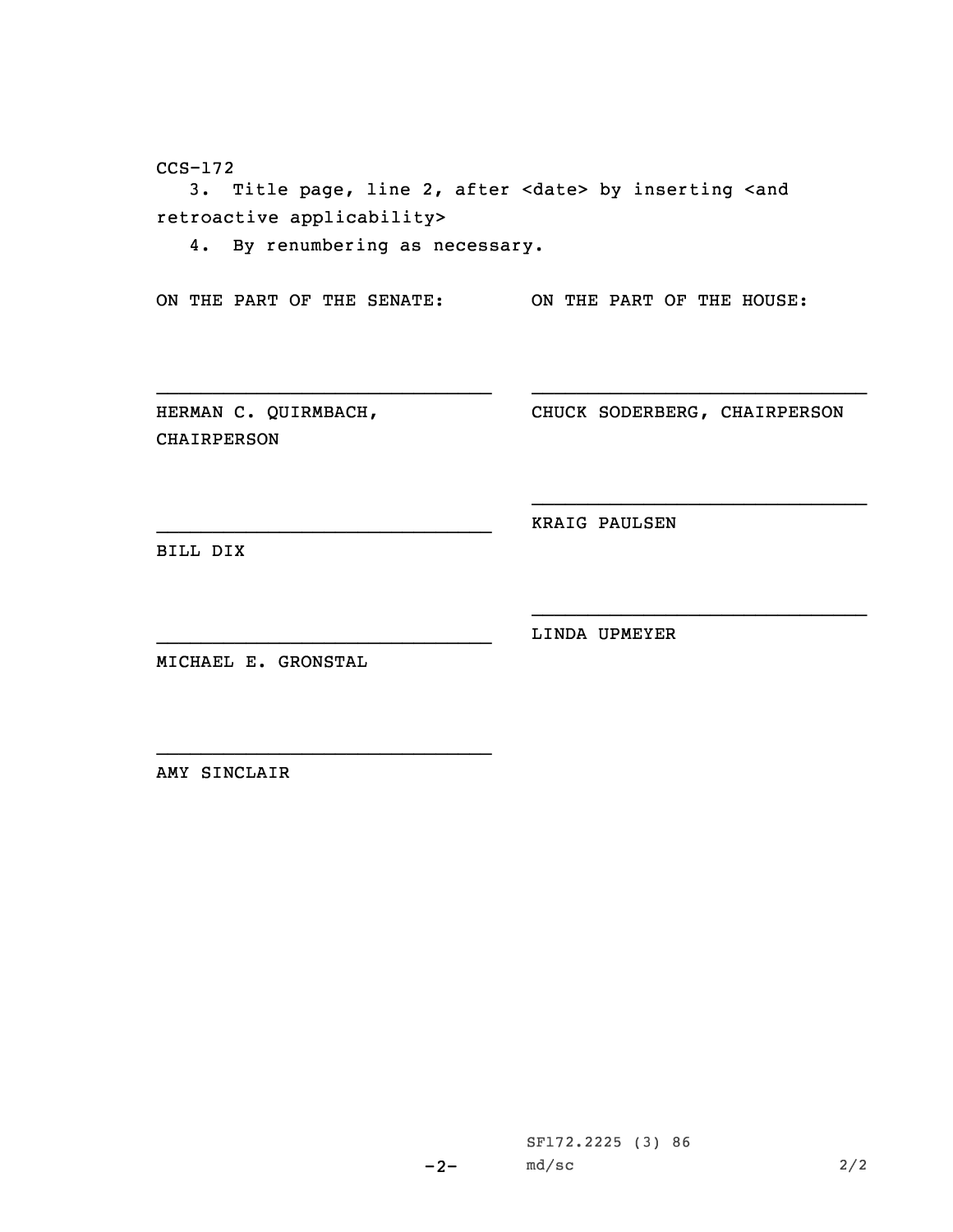CCS-172

3. Title page, line 2, after <date> by inserting <and retroactive applicability>

4. By renumbering as necessary.

ON THE PART OF THE SENATE:

______________________________
HERMAN C. QUIRMBACH, CHAIRPERSON

______________________________
BILL DIX

______________________________
MICHAEL E. GRONSTAL

______________________________
AMY SINCLAIR

ON THE PART OF THE HOUSE:

______________________________
CHUCK SODERBERG, CHAIRPERSON

______________________________
KRAIG PAULSEN

______________________________
LINDA UPMEYER

SF172.2225 (3) 86
md/sc